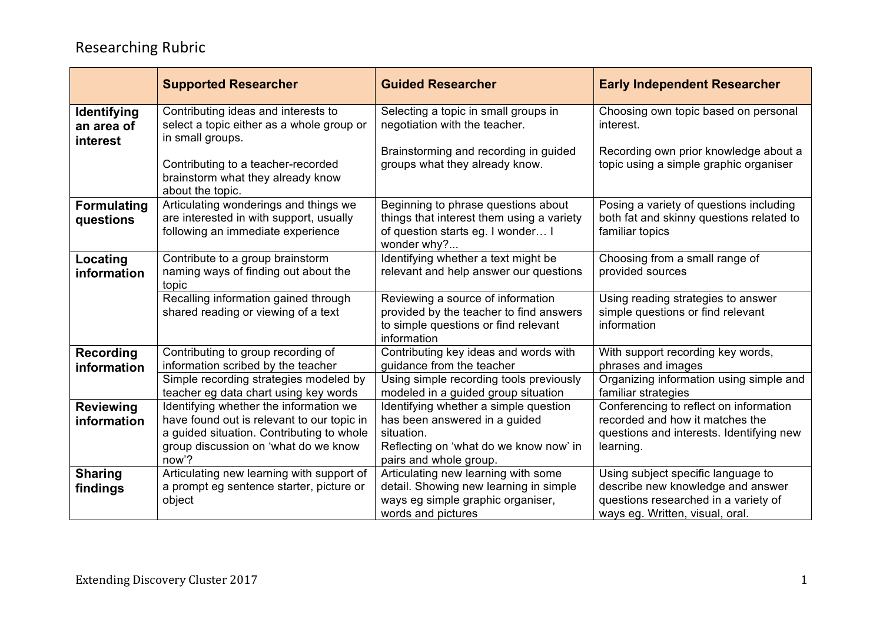# Researching Rubric

| | **Supported Researcher** | **Guided Researcher** | **Early Independent Researcher** |
|---|---|---|---|
| **Identifying an area of interest** | Contributing ideas and interests to select a topic either as a whole group or in small groups.<br><br>Contributing to a teacher-recorded brainstorm what they already know about the topic. | Selecting a topic in small groups in negotiation with the teacher.<br><br>Brainstorming and recording in guided groups what they already know. | Choosing own topic based on personal interest.<br><br>Recording own prior knowledge about a topic using a simple graphic organiser |
| **Formulating questions** | Articulating wonderings and things we are interested in with support, usually following an immediate experience | Beginning to phrase questions about things that interest them using a variety of question starts eg. I wonder… I wonder why?... | Posing a variety of questions including both fat and skinny questions related to familiar topics |
| **Locating information** | Contribute to a group brainstorm naming ways of finding out about the topic | Identifying whether a text might be relevant and help answer our questions | Choosing from a small range of provided sources |
| | Recalling information gained through shared reading or viewing of a text | Reviewing a source of information provided by the teacher to find answers to simple questions or find relevant information | Using reading strategies to answer simple questions or find relevant information |
| **Recording information** | Contributing to group recording of information scribed by the teacher | Contributing key ideas and words with guidance from the teacher | With support recording key words, phrases and images |
| | Simple recording strategies modeled by teacher eg data chart using key words | Using simple recording tools previously modeled in a guided group situation | Organizing information using simple and familiar strategies |
| **Reviewing information** | Identifying whether the information we have found out is relevant to our topic in a guided situation. Contributing to whole group discussion on 'what do we know now'? | Identifying whether a simple question has been answered in a guided situation.<br>Reflecting on 'what do we know now' in pairs and whole group. | Conferencing to reflect on information recorded and how it matches the questions and interests. Identifying new learning. |
| **Sharing findings** | Articulating new learning with support of a prompt eg sentence starter, picture or object | Articulating new learning with some detail. Showing new learning in simple ways eg simple graphic organiser, words and pictures | Using subject specific language to describe new knowledge and answer questions researched in a variety of ways eg. Written, visual, oral. |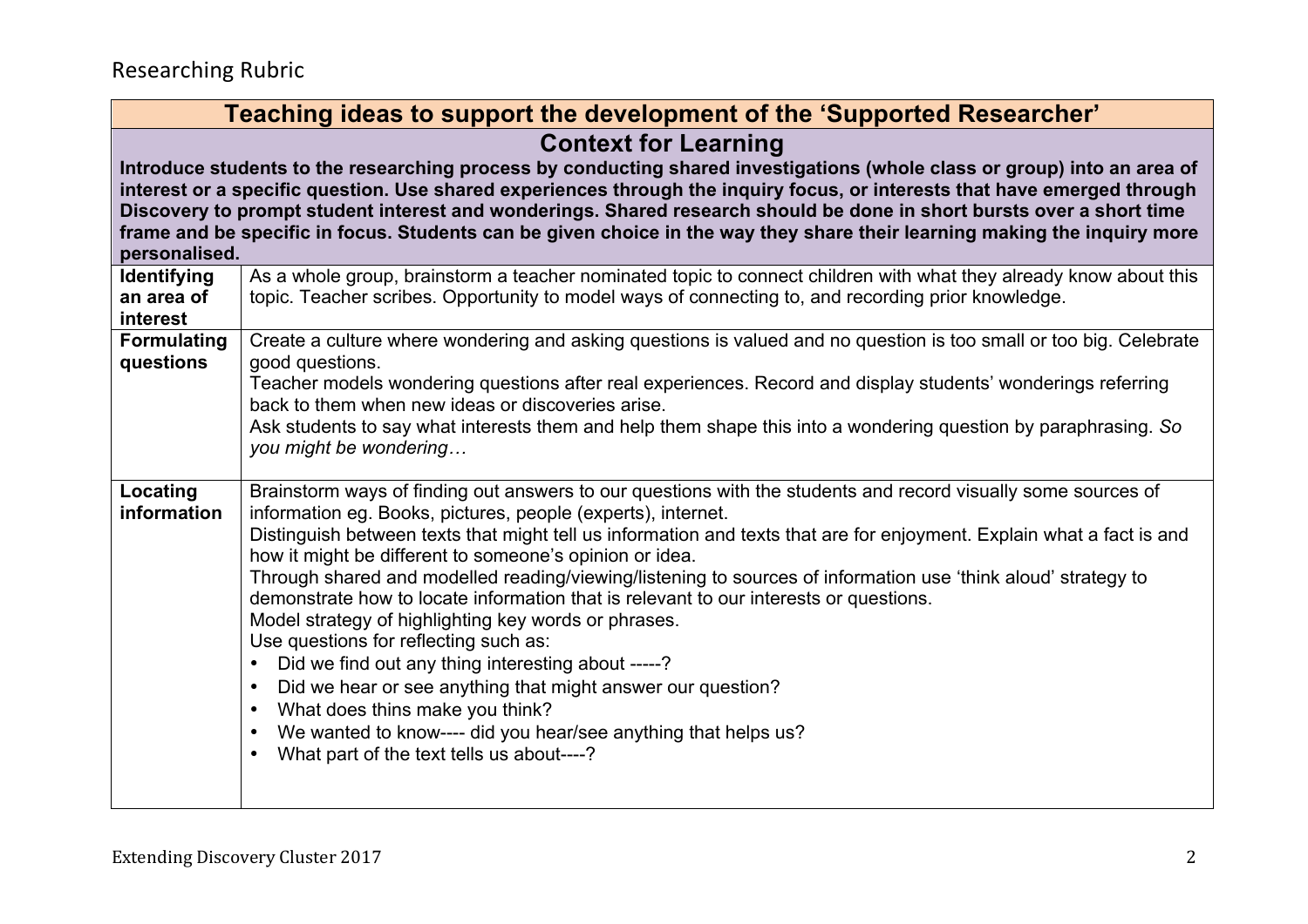Researching Rubric

| **Teaching ideas to support the development of the 'Supported Researcher'** | |
|---|---|
| **Context for Learning**<br>**Introduce students to the researching process by conducting shared investigations (whole class or group) into an area of interest or a specific question. Use shared experiences through the inquiry focus, or interests that have emerged through Discovery to prompt student interest and wonderings. Shared research should be done in short bursts over a short time frame and be specific in focus. Students can be given choice in the way they share their learning making the inquiry more personalised.** | |
| **Identifying an area of interest** | As a whole group, brainstorm a teacher nominated topic to connect children with what they already know about this topic. Teacher scribes. Opportunity to model ways of connecting to, and recording prior knowledge. |
| **Formulating questions** | Create a culture where wondering and asking questions is valued and no question is too small or too big. Celebrate good questions.<br>Teacher models wondering questions after real experiences. Record and display students' wonderings referring back to them when new ideas or discoveries arise.<br>Ask students to say what interests them and help them shape this into a wondering question by paraphrasing. *So you might be wondering…* |
| **Locating information** | Brainstorm ways of finding out answers to our questions with the students and record visually some sources of information eg. Books, pictures, people (experts), internet.<br>Distinguish between texts that might tell us information and texts that are for enjoyment. Explain what a fact is and how it might be different to someone's opinion or idea.<br>Through shared and modelled reading/viewing/listening to sources of information use 'think aloud' strategy to demonstrate how to locate information that is relevant to our interests or questions.<br>Model strategy of highlighting key words or phrases.<br>Use questions for reflecting such as:<br>• Did we find out any thing interesting about -----?<br>• Did we hear or see anything that might answer our question?<br>• What does thins make you think?<br>• We wanted to know---- did you hear/see anything that helps us?<br>• What part of the text tells us about----? |

Extending Discovery Cluster 2017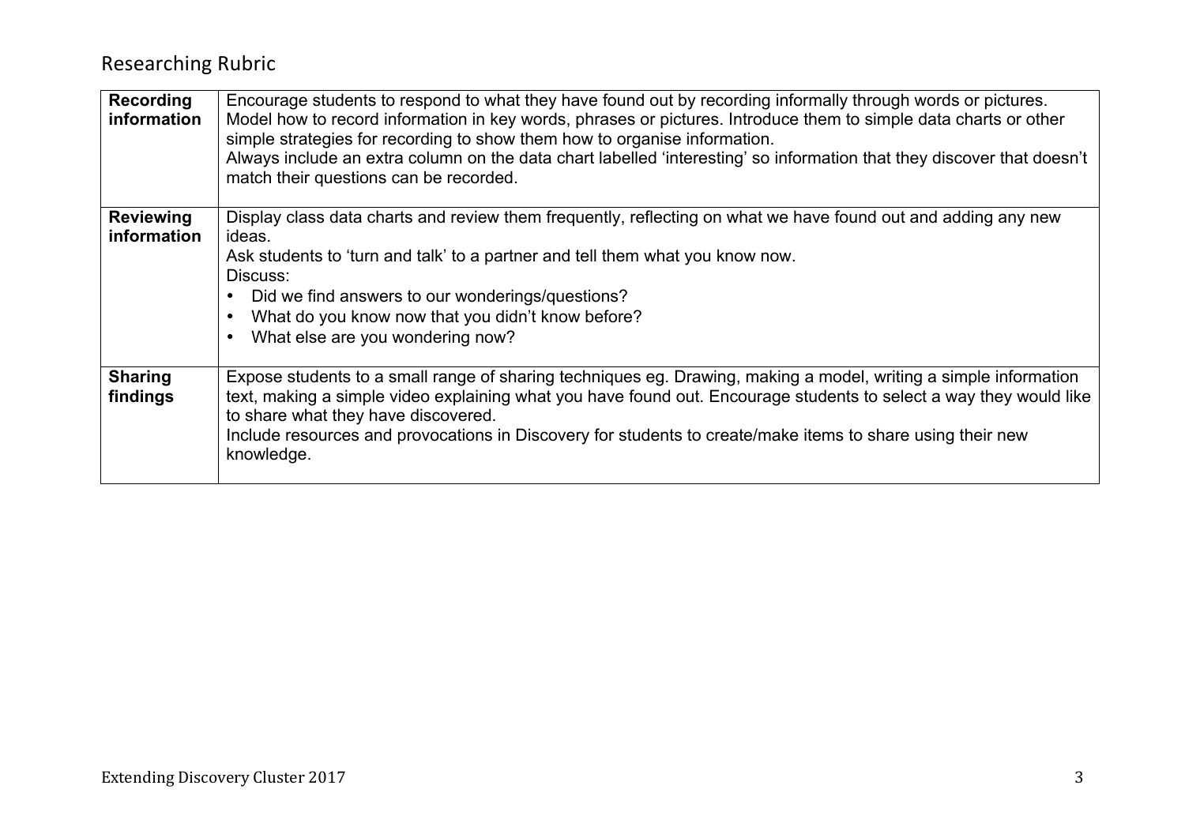## Researching Rubric

| | |
|---|---|
| **Recording information** | Encourage students to respond to what they have found out by recording informally through words or pictures. Model how to record information in key words, phrases or pictures. Introduce them to simple data charts or other simple strategies for recording to show them how to organise information.<br>Always include an extra column on the data chart labelled 'interesting' so information that they discover that doesn't match their questions can be recorded. |
| **Reviewing information** | Display class data charts and review them frequently, reflecting on what we have found out and adding any new ideas.<br>Ask students to 'turn and talk' to a partner and tell them what you know now.<br>Discuss:<br>• Did we find answers to our wonderings/questions?<br>• What do you know now that you didn't know before?<br>• What else are you wondering now? |
| **Sharing findings** | Expose students to a small range of sharing techniques eg. Drawing, making a model, writing a simple information text, making a simple video explaining what you have found out. Encourage students to select a way they would like to share what they have discovered.<br>Include resources and provocations in Discovery for students to create/make items to share using their new knowledge. |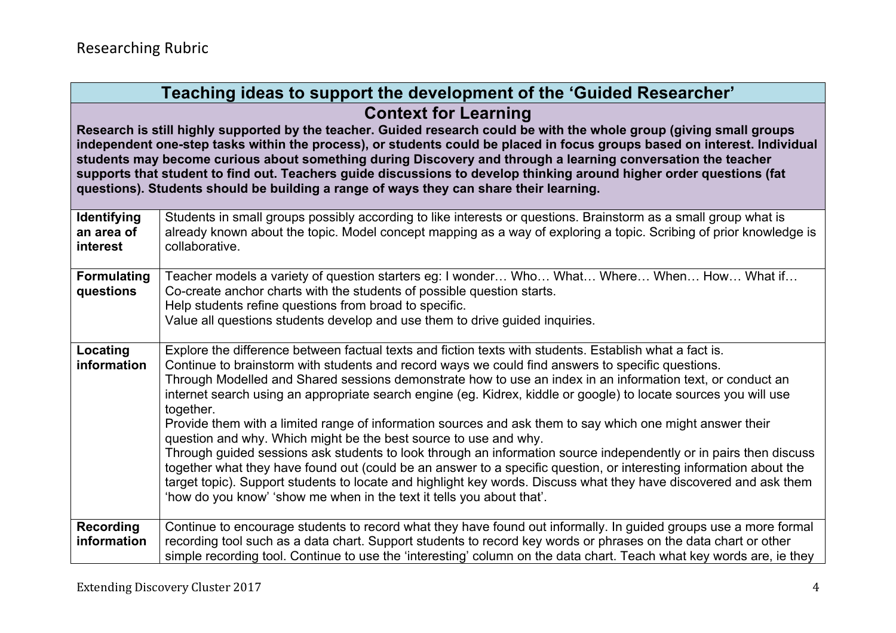Researching Rubric

| Teaching ideas to support the development of the 'Guided Researcher' | |
|---|---|
| **Context for Learning**<br>**Research is still highly supported by the teacher. Guided research could be with the whole group (giving small groups independent one-step tasks within the process), or students could be placed in focus groups based on interest. Individual students may become curious about something during Discovery and through a learning conversation the teacher supports that student to find out. Teachers guide discussions to develop thinking around higher order questions (fat questions). Students should be building a range of ways they can share their learning.** | |
| **Identifying an area of interest** | Students in small groups possibly according to like interests or questions. Brainstorm as a small group what is already known about the topic. Model concept mapping as a way of exploring a topic. Scribing of prior knowledge is collaborative. |
| **Formulating questions** | Teacher models a variety of question starters eg: I wonder… Who… What… Where… When… How… What if…<br>Co-create anchor charts with the students of possible question starts.<br>Help students refine questions from broad to specific.<br>Value all questions students develop and use them to drive guided inquiries. |
| **Locating information** | Explore the difference between factual texts and fiction texts with students. Establish what a fact is.<br>Continue to brainstorm with students and record ways we could find answers to specific questions.<br>Through Modelled and Shared sessions demonstrate how to use an index in an information text, or conduct an internet search using an appropriate search engine (eg. Kidrex, kiddle or google) to locate sources you will use together.<br>Provide them with a limited range of information sources and ask them to say which one might answer their question and why. Which might be the best source to use and why.<br>Through guided sessions ask students to look through an information source independently or in pairs then discuss together what they have found out (could be an answer to a specific question, or interesting information about the target topic). Support students to locate and highlight key words. Discuss what they have discovered and ask them 'how do you know' 'show me when in the text it tells you about that'. |
| **Recording information** | Continue to encourage students to record what they have found out informally. In guided groups use a more formal recording tool such as a data chart. Support students to record key words or phrases on the data chart or other simple recording tool. Continue to use the 'interesting' column on the data chart. Teach what key words are, ie they |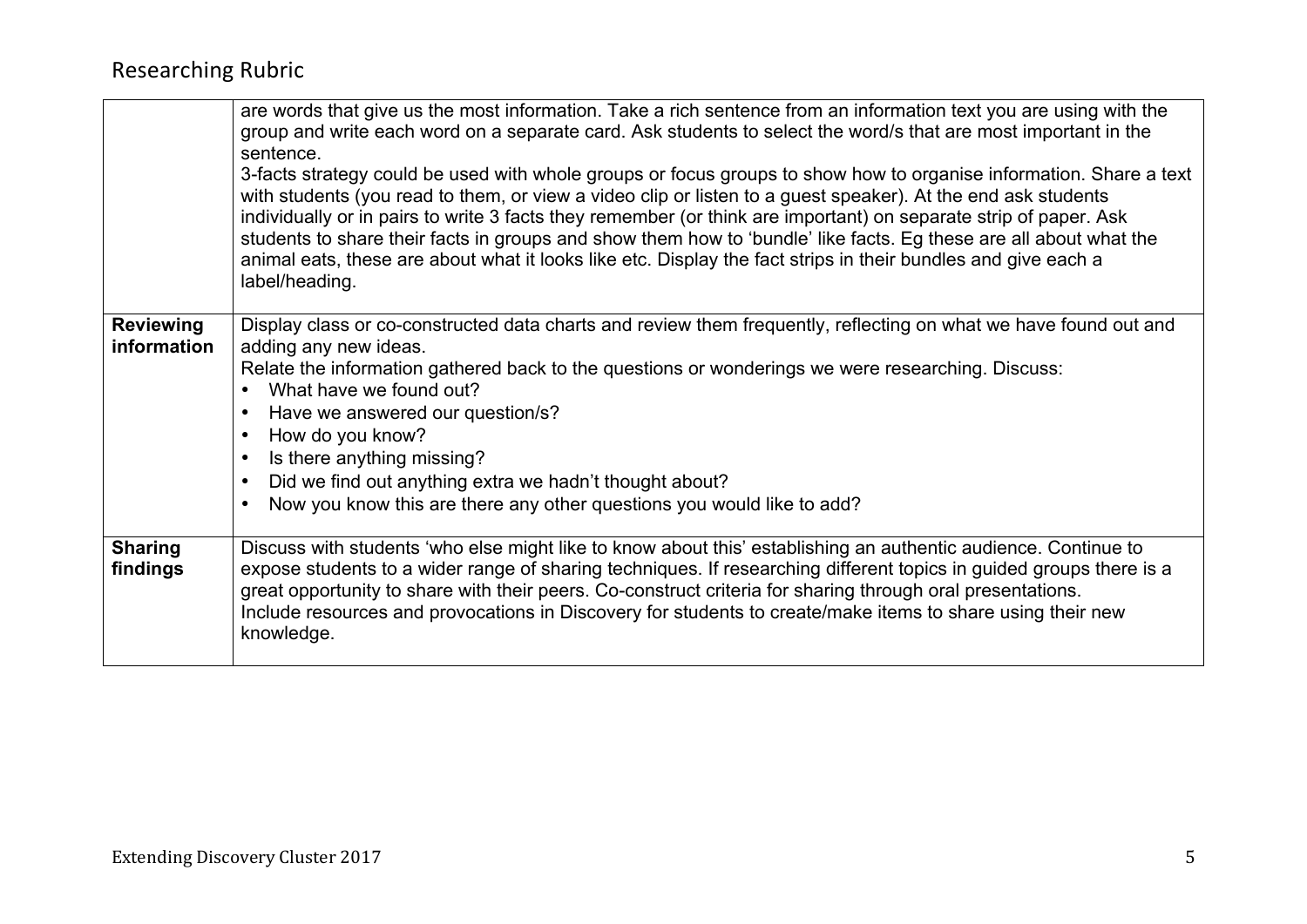| | |
|---|---|
| | are words that give us the most information. Take a rich sentence from an information text you are using with the group and write each word on a separate card. Ask students to select the word/s that are most important in the sentence.<br>3-facts strategy could be used with whole groups or focus groups to show how to organise information. Share a text with students (you read to them, or view a video clip or listen to a guest speaker). At the end ask students individually or in pairs to write 3 facts they remember (or think are important) on separate strip of paper. Ask students to share their facts in groups and show them how to 'bundle' like facts. Eg these are all about what the animal eats, these are about what it looks like etc. Display the fact strips in their bundles and give each a label/heading. |
| **Reviewing information** | Display class or co-constructed data charts and review them frequently, reflecting on what we have found out and adding any new ideas.<br>Relate the information gathered back to the questions or wonderings we were researching. Discuss:<br>• What have we found out?<br>• Have we answered our question/s?<br>• How do you know?<br>• Is there anything missing?<br>• Did we find out anything extra we hadn't thought about?<br>• Now you know this are there any other questions you would like to add? |
| **Sharing findings** | Discuss with students 'who else might like to know about this' establishing an authentic audience. Continue to expose students to a wider range of sharing techniques. If researching different topics in guided groups there is a great opportunity to share with their peers. Co-construct criteria for sharing through oral presentations.<br>Include resources and provocations in Discovery for students to create/make items to share using their new knowledge. |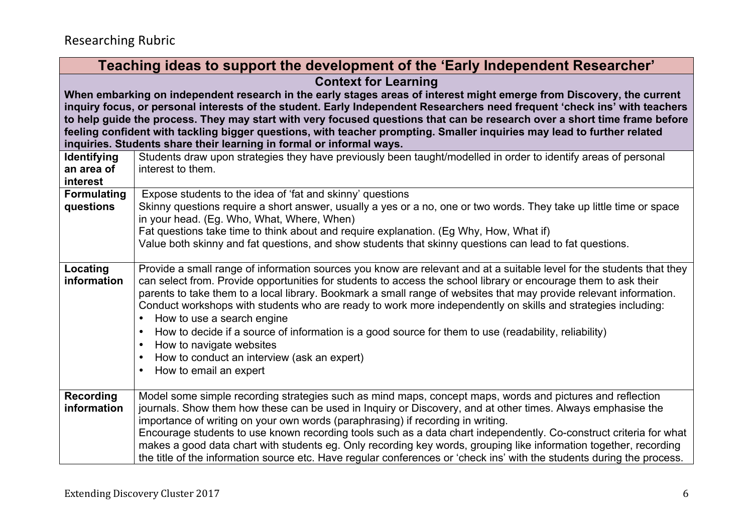Researching Rubric

| Teaching ideas to support the development of the 'Early Independent Researcher' | |
|---|---|
| **Context for Learning**<br>**When embarking on independent research in the early stages areas of interest might emerge from Discovery, the current inquiry focus, or personal interests of the student. Early Independent Researchers need frequent 'check ins' with teachers to help guide the process. They may start with very focused questions that can be research over a short time frame before feeling confident with tackling bigger questions, with teacher prompting. Smaller inquiries may lead to further related inquiries. Students share their learning in formal or informal ways.** | |
| **Identifying an area of interest** | Students draw upon strategies they have previously been taught/modelled in order to identify areas of personal interest to them. |
| **Formulating questions** | Expose students to the idea of 'fat and skinny' questions<br>Skinny questions require a short answer, usually a yes or a no, one or two words. They take up little time or space in your head. (Eg. Who, What, Where, When)<br>Fat questions take time to think about and require explanation. (Eg Why, How, What if)<br>Value both skinny and fat questions, and show students that skinny questions can lead to fat questions. |
| **Locating information** | Provide a small range of information sources you know are relevant and at a suitable level for the students that they can select from. Provide opportunities for students to access the school library or encourage them to ask their parents to take them to a local library. Bookmark a small range of websites that may provide relevant information.<br>Conduct workshops with students who are ready to work more independently on skills and strategies including:<br>• How to use a search engine<br>• How to decide if a source of information is a good source for them to use (readability, reliability)<br>• How to navigate websites<br>• How to conduct an interview (ask an expert)<br>• How to email an expert |
| **Recording information** | Model some simple recording strategies such as mind maps, concept maps, words and pictures and reflection journals. Show them how these can be used in Inquiry or Discovery, and at other times. Always emphasise the importance of writing on your own words (paraphrasing) if recording in writing.<br>Encourage students to use known recording tools such as a data chart independently. Co-construct criteria for what makes a good data chart with students eg. Only recording key words, grouping like information together, recording the title of the information source etc. Have regular conferences or 'check ins' with the students during the process. |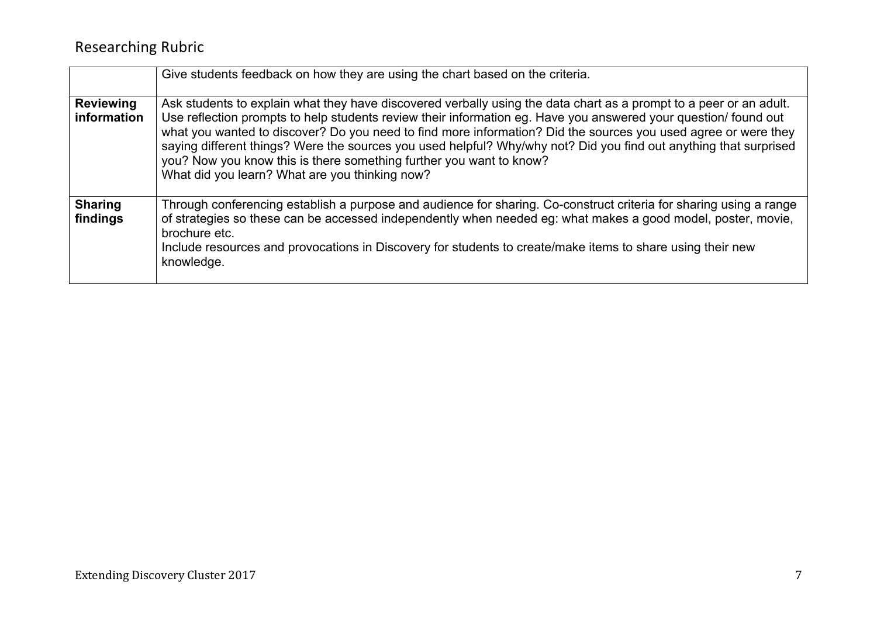## Researching Rubric

| | |
|---|---|
| | Give students feedback on how they are using the chart based on the criteria. |
| **Reviewing information** | Ask students to explain what they have discovered verbally using the data chart as a prompt to a peer or an adult. Use reflection prompts to help students review their information eg. Have you answered your question/ found out what you wanted to discover? Do you need to find more information? Did the sources you used agree or were they saying different things? Were the sources you used helpful? Why/why not? Did you find out anything that surprised you? Now you know this is there something further you want to know?<br>What did you learn? What are you thinking now? |
| **Sharing findings** | Through conferencing establish a purpose and audience for sharing. Co-construct criteria for sharing using a range of strategies so these can be accessed independently when needed eg: what makes a good model, poster, movie, brochure etc.<br>Include resources and provocations in Discovery for students to create/make items to share using their new knowledge. |